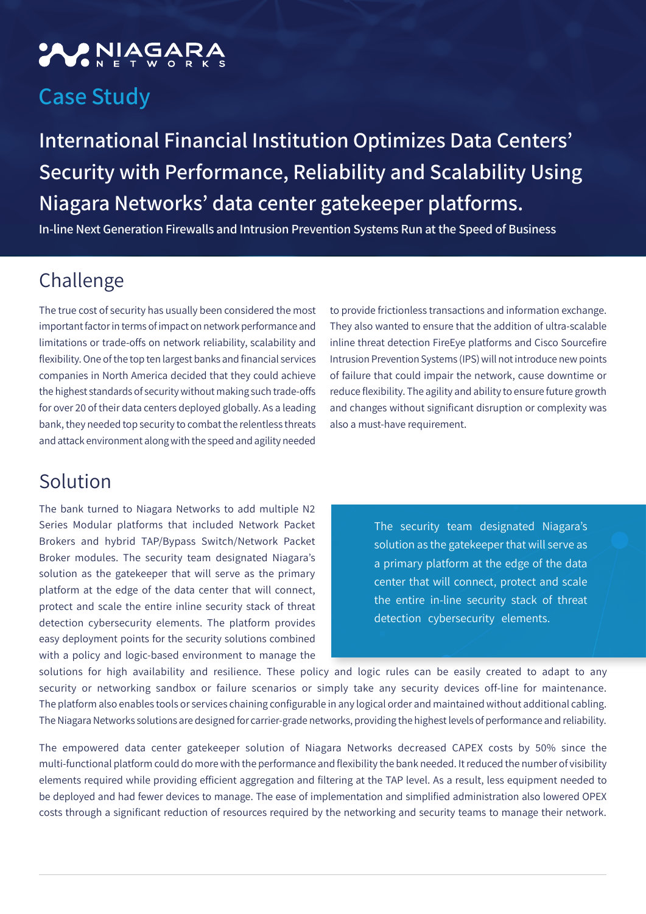NIAGARA NETWORKS

## Case Study

# International Financial Institution Optimizes Data Centers' Security with Performance, Reliability and Scalability Using Niagara Networks' data center gatekeeper platforms.

**In-line Next Generation Firewalls and Intrusion Prevention Systems Run at the Speed of Business**

## Challenge

The true cost of security has usually been considered the most important factor in terms of impact on network performance and limitations or trade-offs on network reliability, scalability and flexibility. One of the top ten largest banks and financial services companies in North America decided that they could achieve the highest standards of security without making such trade-offs for over 20 of their data centers deployed globally. As a leading bank, they needed top security to combat the relentless threats and attack environment along with the speed and agility needed to provide frictionless transactions and information exchange. They also wanted to ensure that the addition of ultra-scalable inline threat detection FireEye platforms and Cisco Sourcefire Intrusion Prevention Systems (IPS) will not introduce new points of failure that could impair the network, cause downtime or reduce flexibility. The agility and ability to ensure future growth and changes without significant disruption or complexity was also a must-have requirement.

## Solution

The bank turned to Niagara Networks to add multiple N2 Series Modular platforms that included Network Packet Brokers and hybrid TAP/Bypass Switch/Network Packet Broker modules. The security team designated Niagara's solution as the gatekeeper that will serve as the primary platform at the edge of the data center that will connect, protect and scale the entire inline security stack of threat detection cybersecurity elements. The platform provides easy deployment points for the security solutions combined with a policy and logic-based environment to manage the solutions for high availability and resilience. These policy and logic rules can be easily created to adapt to any security or networking sandbox or failure scenarios or simply take any security devices off-line for maintenance. The platform also enables tools or services chaining configurable in any logical order and maintained without additional cabling. The Niagara Networks solutions are designed for carrier-grade networks, providing the highest levels of performance and reliability.

> The security team designated Niagara's solution as the gatekeeper that will serve as a primary platform at the edge of the data center that will connect, protect and scale the entire in-line security stack of threat detection cybersecurity elements.

The empowered data center gatekeeper solution of Niagara Networks decreased CAPEX costs by 50% since the multi-functional platform could do more with the performance and flexibility the bank needed. It reduced the number of visibility elements required while providing efficient aggregation and filtering at the TAP level. As a result, less equipment needed to be deployed and had fewer devices to manage. The ease of implementation and simplified administration also lowered OPEX costs through a significant reduction of resources required by the networking and security teams to manage their network.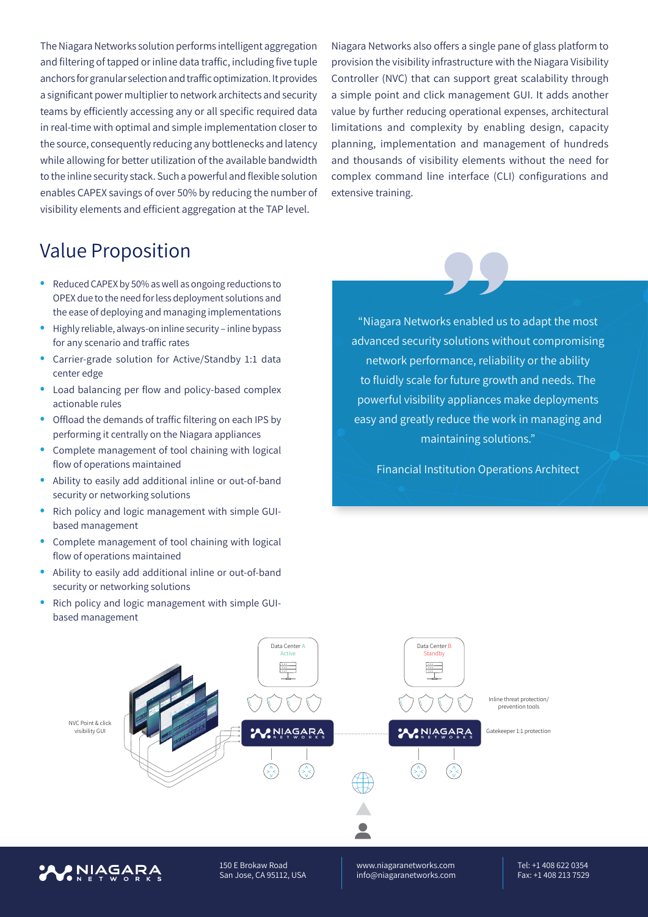The Niagara Networks solution performs intelligent aggregation and filtering of tapped or inline data traffic, including five tuple anchors for granular selection and traffic optimization. It provides a significant power multiplier to network architects and security teams by efficiently accessing any or all specific required data in real-time with optimal and simple implementation closer to the source, consequently reducing any bottlenecks and latency while allowing for better utilization of the available bandwidth to the inline security stack. Such a powerful and flexible solution enables CAPEX savings of over 50% by reducing the number of visibility elements and efficient aggregation at the TAP level.

Niagara Networks also offers a single pane of glass platform to provision the visibility infrastructure with the Niagara Visibility Controller (NVC) that can support great scalability through a simple point and click management GUI. It adds another value by further reducing operational expenses, architectural limitations and complexity by enabling design, capacity planning, implementation and management of hundreds and thousands of visibility elements without the need for complex command line interface (CLI) configurations and extensive training.

## Value Proposition

- Reduced CAPEX by 50% as well as ongoing reductions to OPEX due to the need for less deployment solutions and the ease of deploying and managing implementations
- Highly reliable, always-on inline security – inline bypass for any scenario and traffic rates
- Carrier-grade solution for Active/Standby 1:1 data center edge
- Load balancing per flow and policy-based complex actionable rules
- Offload the demands of traffic filtering on each IPS by performing it centrally on the Niagara appliances
- Complete management of tool chaining with logical flow of operations maintained
- Ability to easily add additional inline or out-of-band security or networking solutions
- Rich policy and logic management with simple GUI-based management
- Complete management of tool chaining with logical flow of operations maintained
- Ability to easily add additional inline or out-of-band security or networking solutions
- Rich policy and logic management with simple GUI-based management

> "Niagara Networks enabled us to adapt the most advanced security solutions without compromising network performance, reliability or the ability to fluidly scale for future growth and needs. The powerful visibility appliances make deployments easy and greatly reduce the work in managing and maintaining solutions."
>
> Financial Institution Operations Architect

Data Center A
Active

Data Center B
Standby

Inline threat protection/ prevention tools

NVC Point & click visibility GUI

Gatekeeper 1:1 protection

NIAGARA NETWORKS

150 E Brokaw Road
San Jose, CA 95112, USA

www.niagaranetworks.com
info@niagaranetworks.com

Tel: +1 408 622 0354
Fax: +1 408 213 7529